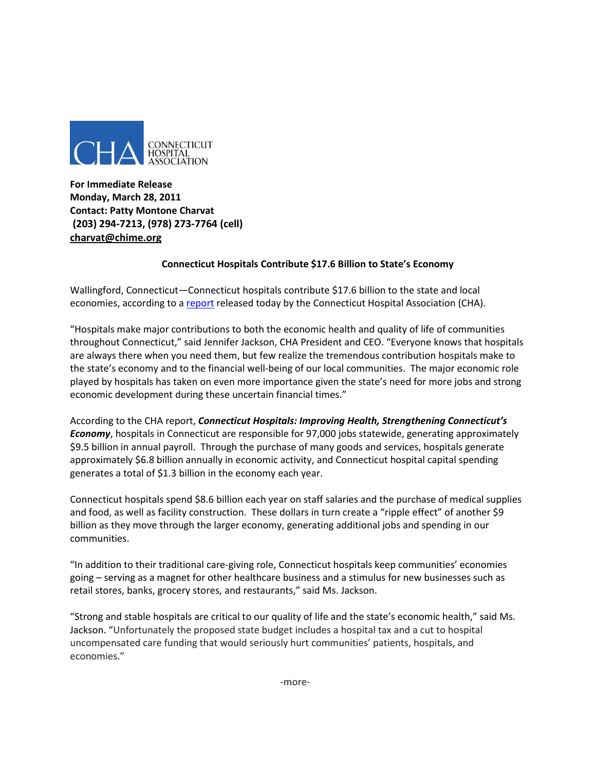CONNECTICUT HOSPITAL ASSOCIATION

**For Immediate Release**
**Monday, March 28, 2011**
**Contact: Patty Montone Charvat**
**(203) 294-7213, (978) 273-7764 (cell)**
**charvat@chime.org**

## Connecticut Hospitals Contribute $17.6 Billion to State's Economy

Wallingford, Connecticut—Connecticut hospitals contribute $17.6 billion to the state and local economies, according to a report released today by the Connecticut Hospital Association (CHA).

"Hospitals make major contributions to both the economic health and quality of life of communities throughout Connecticut," said Jennifer Jackson, CHA President and CEO. "Everyone knows that hospitals are always there when you need them, but few realize the tremendous contribution hospitals make to the state's economy and to the financial well-being of our local communities. The major economic role played by hospitals has taken on even more importance given the state's need for more jobs and strong economic development during these uncertain financial times."

According to the CHA report, ***Connecticut Hospitals: Improving Health, Strengthening Connecticut's Economy***, hospitals in Connecticut are responsible for 97,000 jobs statewide, generating approximately $9.5 billion in annual payroll. Through the purchase of many goods and services, hospitals generate approximately $6.8 billion annually in economic activity, and Connecticut hospital capital spending generates a total of $1.3 billion in the economy each year.

Connecticut hospitals spend $8.6 billion each year on staff salaries and the purchase of medical supplies and food, as well as facility construction. These dollars in turn create a "ripple effect" of another $9 billion as they move through the larger economy, generating additional jobs and spending in our communities.

"In addition to their traditional care-giving role, Connecticut hospitals keep communities' economies going – serving as a magnet for other healthcare business and a stimulus for new businesses such as retail stores, banks, grocery stores, and restaurants," said Ms. Jackson.

"Strong and stable hospitals are critical to our quality of life and the state's economic health," said Ms. Jackson. "Unfortunately the proposed state budget includes a hospital tax and a cut to hospital uncompensated care funding that would seriously hurt communities' patients, hospitals, and economies."

-more-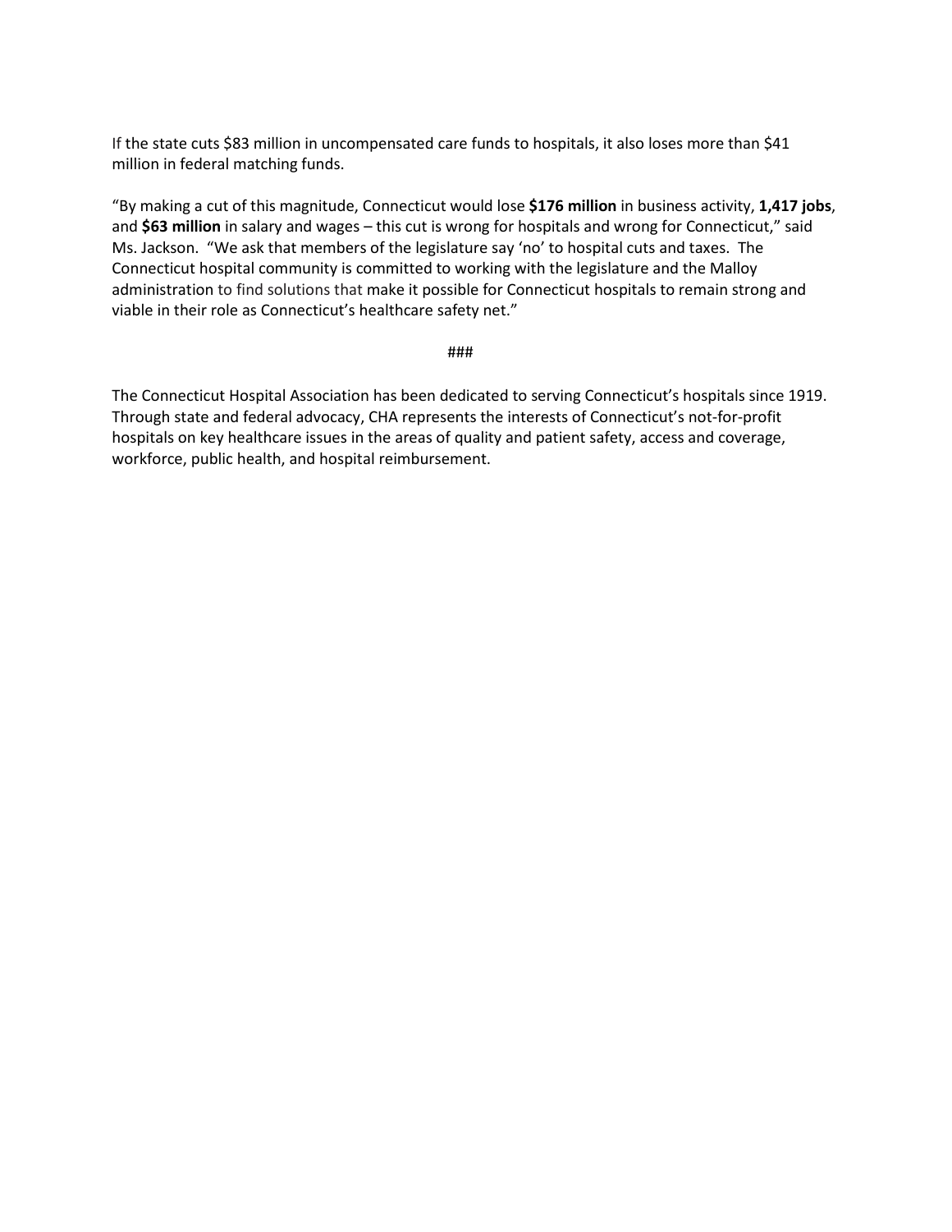If the state cuts $83 million in uncompensated care funds to hospitals, it also loses more than $41 million in federal matching funds.

"By making a cut of this magnitude, Connecticut would lose **$176 million** in business activity, **1,417 jobs**, and **$63 million** in salary and wages – this cut is wrong for hospitals and wrong for Connecticut," said Ms. Jackson. "We ask that members of the legislature say 'no' to hospital cuts and taxes. The Connecticut hospital community is committed to working with the legislature and the Malloy administration to find solutions that make it possible for Connecticut hospitals to remain strong and viable in their role as Connecticut's healthcare safety net."

###

The Connecticut Hospital Association has been dedicated to serving Connecticut's hospitals since 1919. Through state and federal advocacy, CHA represents the interests of Connecticut's not-for-profit hospitals on key healthcare issues in the areas of quality and patient safety, access and coverage, workforce, public health, and hospital reimbursement.